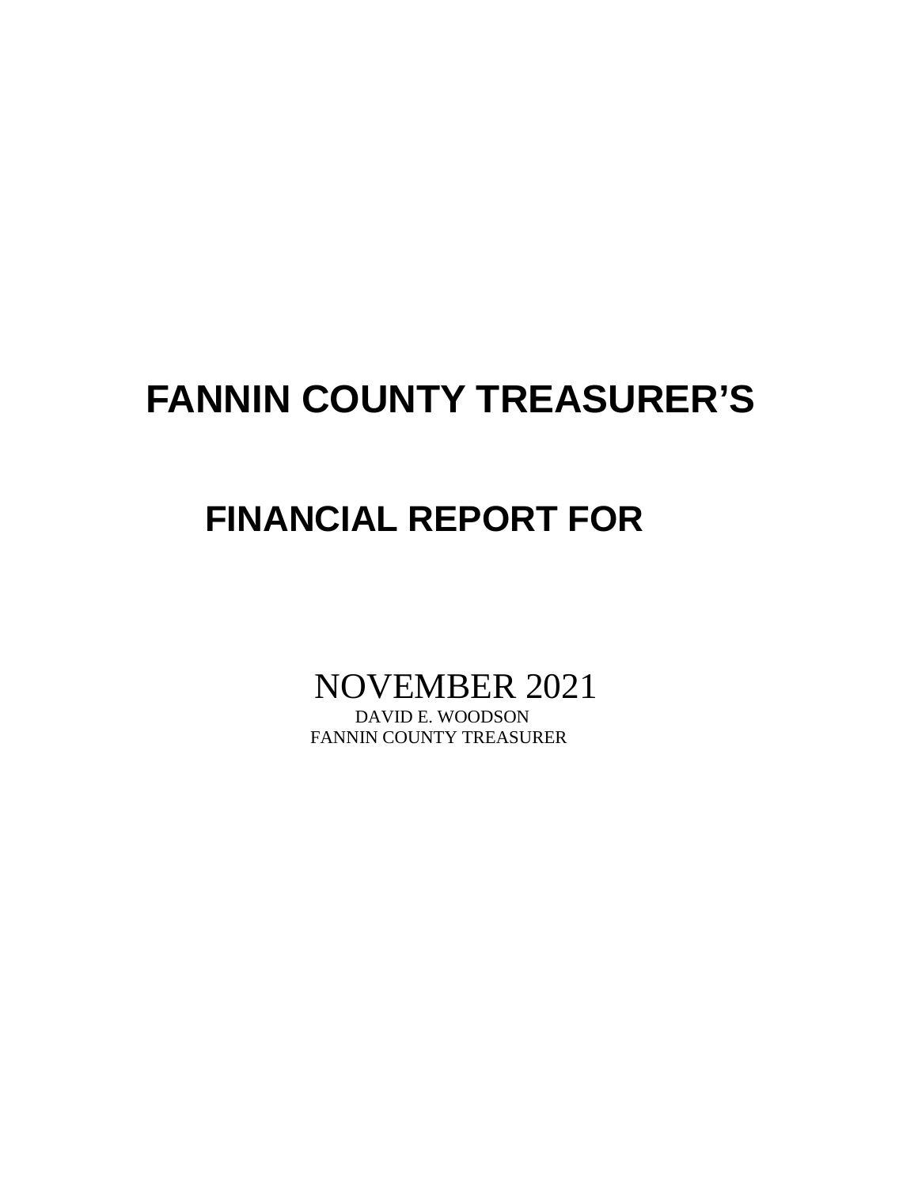# FANNIN COUNTY TREASURER'S

# FINANCIAL REPORT FOR

NOVEMBER 2021

DAVID E. WOODSON
FANNIN COUNTY TREASURER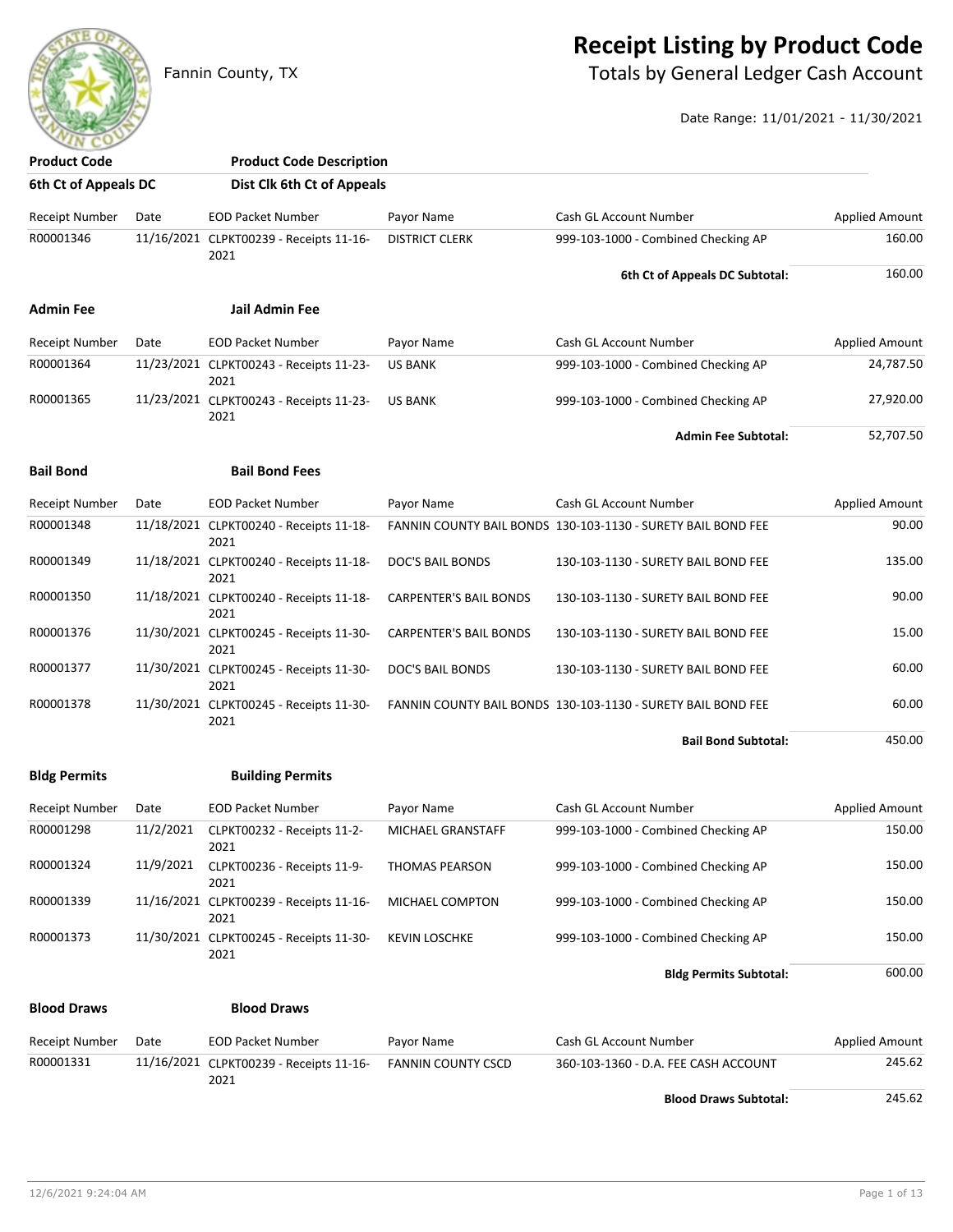Fannin County, TX

# Receipt Listing by Product Code

## Totals by General Ledger Cash Account

Date Range: 11/01/2021 - 11/30/2021

| Product Code | Product Code Description |
|---|---|

### 6th Ct of Appeals DC — Dist Clk 6th Ct of Appeals

| Receipt Number | Date | EOD Packet Number | Payor Name | Cash GL Account Number | Applied Amount |
|---|---|---|---|---|---|
| R00001346 | 11/16/2021 | CLPKT00239 - Receipts 11-16-2021 | DISTRICT CLERK | 999-103-1000 - Combined Checking AP | 160.00 |
| | | | | **6th Ct of Appeals DC Subtotal:** | 160.00 |

### Admin Fee — Jail Admin Fee

| Receipt Number | Date | EOD Packet Number | Payor Name | Cash GL Account Number | Applied Amount |
|---|---|---|---|---|---|
| R00001364 | 11/23/2021 | CLPKT00243 - Receipts 11-23-2021 | US BANK | 999-103-1000 - Combined Checking AP | 24,787.50 |
| R00001365 | 11/23/2021 | CLPKT00243 - Receipts 11-23-2021 | US BANK | 999-103-1000 - Combined Checking AP | 27,920.00 |
| | | | | **Admin Fee Subtotal:** | 52,707.50 |

### Bail Bond — Bail Bond Fees

| Receipt Number | Date | EOD Packet Number | Payor Name | Cash GL Account Number | Applied Amount |
|---|---|---|---|---|---|
| R00001348 | 11/18/2021 | CLPKT00240 - Receipts 11-18-2021 | FANNIN COUNTY BAIL BONDS | 130-103-1130 - SURETY BAIL BOND FEE | 90.00 |
| R00001349 | 11/18/2021 | CLPKT00240 - Receipts 11-18-2021 | DOC'S BAIL BONDS | 130-103-1130 - SURETY BAIL BOND FEE | 135.00 |
| R00001350 | 11/18/2021 | CLPKT00240 - Receipts 11-18-2021 | CARPENTER'S BAIL BONDS | 130-103-1130 - SURETY BAIL BOND FEE | 90.00 |
| R00001376 | 11/30/2021 | CLPKT00245 - Receipts 11-30-2021 | CARPENTER'S BAIL BONDS | 130-103-1130 - SURETY BAIL BOND FEE | 15.00 |
| R00001377 | 11/30/2021 | CLPKT00245 - Receipts 11-30-2021 | DOC'S BAIL BONDS | 130-103-1130 - SURETY BAIL BOND FEE | 60.00 |
| R00001378 | 11/30/2021 | CLPKT00245 - Receipts 11-30-2021 | FANNIN COUNTY BAIL BONDS | 130-103-1130 - SURETY BAIL BOND FEE | 60.00 |
| | | | | **Bail Bond Subtotal:** | 450.00 |

### Bldg Permits — Building Permits

| Receipt Number | Date | EOD Packet Number | Payor Name | Cash GL Account Number | Applied Amount |
|---|---|---|---|---|---|
| R00001298 | 11/2/2021 | CLPKT00232 - Receipts 11-2-2021 | MICHAEL GRANSTAFF | 999-103-1000 - Combined Checking AP | 150.00 |
| R00001324 | 11/9/2021 | CLPKT00236 - Receipts 11-9-2021 | THOMAS PEARSON | 999-103-1000 - Combined Checking AP | 150.00 |
| R00001339 | 11/16/2021 | CLPKT00239 - Receipts 11-16-2021 | MICHAEL COMPTON | 999-103-1000 - Combined Checking AP | 150.00 |
| R00001373 | 11/30/2021 | CLPKT00245 - Receipts 11-30-2021 | KEVIN LOSCHKE | 999-103-1000 - Combined Checking AP | 150.00 |
| | | | | **Bldg Permits Subtotal:** | 600.00 |

### Blood Draws — Blood Draws

| Receipt Number | Date | EOD Packet Number | Payor Name | Cash GL Account Number | Applied Amount |
|---|---|---|---|---|---|
| R00001331 | 11/16/2021 | CLPKT00239 - Receipts 11-16-2021 | FANNIN COUNTY CSCD | 360-103-1360 - D.A. FEE CASH ACCOUNT | 245.62 |
| | | | | **Blood Draws Subtotal:** | 245.62 |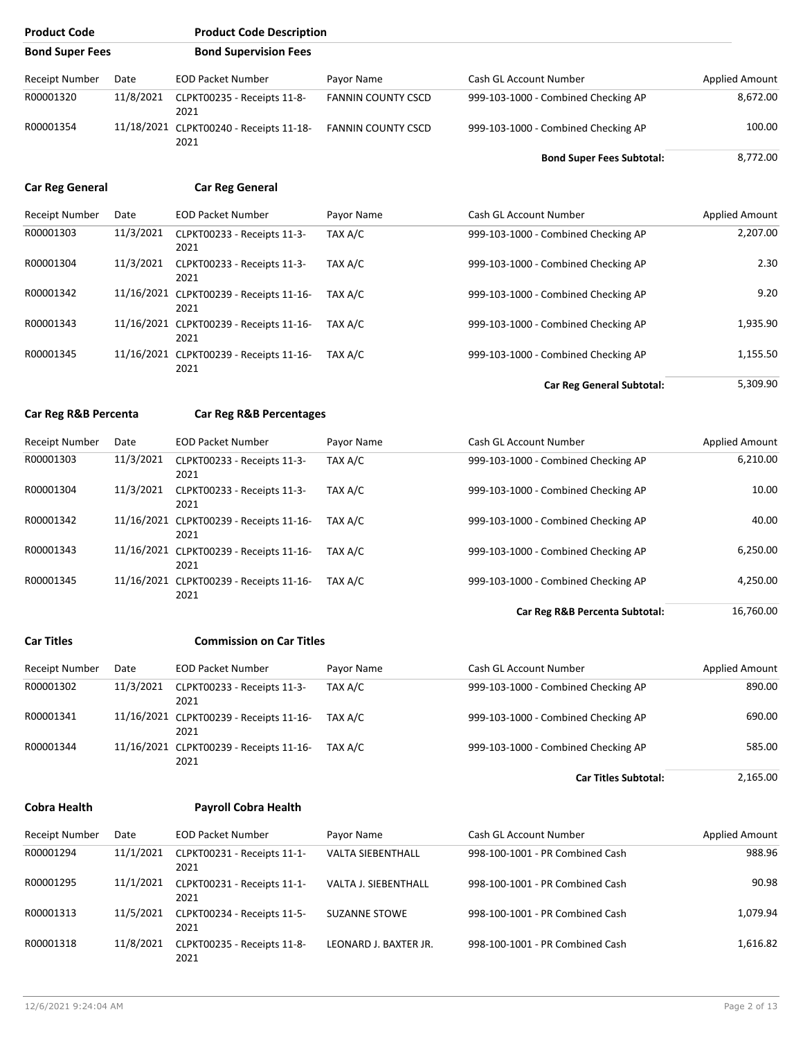| Product Code | Product Code Description | | | | |
|---|---|---|---|---|---|
| **Bond Super Fees** | **Bond Supervision Fees** | | | | |

| Receipt Number | Date | EOD Packet Number | Payor Name | Cash GL Account Number | Applied Amount |
|---|---|---|---|---|---|
| R00001320 | 11/8/2021 | CLPKT00235 - Receipts 11-8-2021 | FANNIN COUNTY CSCD | 999-103-1000 - Combined Checking AP | 8,672.00 |
| R00001354 | 11/18/2021 | CLPKT00240 - Receipts 11-18-2021 | FANNIN COUNTY CSCD | 999-103-1000 - Combined Checking AP | 100.00 |
| | | | | **Bond Super Fees Subtotal:** | 8,772.00 |

**Car Reg General** — **Car Reg General**

| Receipt Number | Date | EOD Packet Number | Payor Name | Cash GL Account Number | Applied Amount |
|---|---|---|---|---|---|
| R00001303 | 11/3/2021 | CLPKT00233 - Receipts 11-3-2021 | TAX A/C | 999-103-1000 - Combined Checking AP | 2,207.00 |
| R00001304 | 11/3/2021 | CLPKT00233 - Receipts 11-3-2021 | TAX A/C | 999-103-1000 - Combined Checking AP | 2.30 |
| R00001342 | 11/16/2021 | CLPKT00239 - Receipts 11-16-2021 | TAX A/C | 999-103-1000 - Combined Checking AP | 9.20 |
| R00001343 | 11/16/2021 | CLPKT00239 - Receipts 11-16-2021 | TAX A/C | 999-103-1000 - Combined Checking AP | 1,935.90 |
| R00001345 | 11/16/2021 | CLPKT00239 - Receipts 11-16-2021 | TAX A/C | 999-103-1000 - Combined Checking AP | 1,155.50 |
| | | | | **Car Reg General Subtotal:** | 5,309.90 |

**Car Reg R&B Percenta** — **Car Reg R&B Percentages**

| Receipt Number | Date | EOD Packet Number | Payor Name | Cash GL Account Number | Applied Amount |
|---|---|---|---|---|---|
| R00001303 | 11/3/2021 | CLPKT00233 - Receipts 11-3-2021 | TAX A/C | 999-103-1000 - Combined Checking AP | 6,210.00 |
| R00001304 | 11/3/2021 | CLPKT00233 - Receipts 11-3-2021 | TAX A/C | 999-103-1000 - Combined Checking AP | 10.00 |
| R00001342 | 11/16/2021 | CLPKT00239 - Receipts 11-16-2021 | TAX A/C | 999-103-1000 - Combined Checking AP | 40.00 |
| R00001343 | 11/16/2021 | CLPKT00239 - Receipts 11-16-2021 | TAX A/C | 999-103-1000 - Combined Checking AP | 6,250.00 |
| R00001345 | 11/16/2021 | CLPKT00239 - Receipts 11-16-2021 | TAX A/C | 999-103-1000 - Combined Checking AP | 4,250.00 |
| | | | | **Car Reg R&B Percenta Subtotal:** | 16,760.00 |

**Car Titles** — **Commission on Car Titles**

| Receipt Number | Date | EOD Packet Number | Payor Name | Cash GL Account Number | Applied Amount |
|---|---|---|---|---|---|
| R00001302 | 11/3/2021 | CLPKT00233 - Receipts 11-3-2021 | TAX A/C | 999-103-1000 - Combined Checking AP | 890.00 |
| R00001341 | 11/16/2021 | CLPKT00239 - Receipts 11-16-2021 | TAX A/C | 999-103-1000 - Combined Checking AP | 690.00 |
| R00001344 | 11/16/2021 | CLPKT00239 - Receipts 11-16-2021 | TAX A/C | 999-103-1000 - Combined Checking AP | 585.00 |
| | | | | **Car Titles Subtotal:** | 2,165.00 |

**Cobra Health** — **Payroll Cobra Health**

| Receipt Number | Date | EOD Packet Number | Payor Name | Cash GL Account Number | Applied Amount |
|---|---|---|---|---|---|
| R00001294 | 11/1/2021 | CLPKT00231 - Receipts 11-1-2021 | VALTA SIEBENTHALL | 998-100-1001 - PR Combined Cash | 988.96 |
| R00001295 | 11/1/2021 | CLPKT00231 - Receipts 11-1-2021 | VALTA J. SIEBENTHALL | 998-100-1001 - PR Combined Cash | 90.98 |
| R00001313 | 11/5/2021 | CLPKT00234 - Receipts 11-5-2021 | SUZANNE STOWE | 998-100-1001 - PR Combined Cash | 1,079.94 |
| R00001318 | 11/8/2021 | CLPKT00235 - Receipts 11-8-2021 | LEONARD J. BAXTER JR. | 998-100-1001 - PR Combined Cash | 1,616.82 |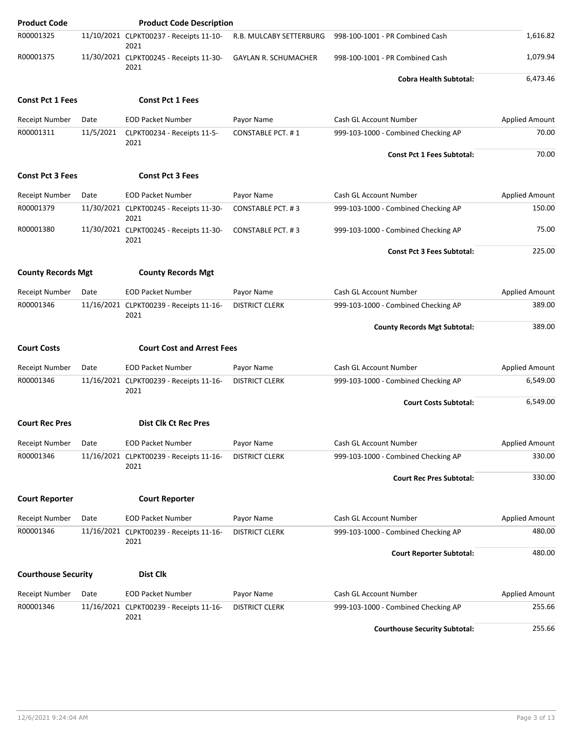| Product Code | | Product Code Description | | | |
|---|---|---|---|---|---|
| R00001325 | 11/10/2021 | CLPKT00237 - Receipts 11-10-2021 | R.B. MULCABY SETTERBURG | 998-100-1001 - PR Combined Cash | 1,616.82 |
| R00001375 | 11/30/2021 | CLPKT00245 - Receipts 11-30-2021 | GAYLAN R. SCHUMACHER | 998-100-1001 - PR Combined Cash | 1,079.94 |
| | | | | **Cobra Health Subtotal:** | 6,473.46 |

**Const Pct 1 Fees** **Const Pct 1 Fees**

| Receipt Number | Date | EOD Packet Number | Payor Name | Cash GL Account Number | Applied Amount |
|---|---|---|---|---|---|
| R00001311 | 11/5/2021 | CLPKT00234 - Receipts 11-5-2021 | CONSTABLE PCT. # 1 | 999-103-1000 - Combined Checking AP | 70.00 |
| | | | | **Const Pct 1 Fees Subtotal:** | 70.00 |

**Const Pct 3 Fees** **Const Pct 3 Fees**

| Receipt Number | Date | EOD Packet Number | Payor Name | Cash GL Account Number | Applied Amount |
|---|---|---|---|---|---|
| R00001379 | 11/30/2021 | CLPKT00245 - Receipts 11-30-2021 | CONSTABLE PCT. # 3 | 999-103-1000 - Combined Checking AP | 150.00 |
| R00001380 | 11/30/2021 | CLPKT00245 - Receipts 11-30-2021 | CONSTABLE PCT. # 3 | 999-103-1000 - Combined Checking AP | 75.00 |
| | | | | **Const Pct 3 Fees Subtotal:** | 225.00 |

**County Records Mgt** **County Records Mgt**

| Receipt Number | Date | EOD Packet Number | Payor Name | Cash GL Account Number | Applied Amount |
|---|---|---|---|---|---|
| R00001346 | 11/16/2021 | CLPKT00239 - Receipts 11-16-2021 | DISTRICT CLERK | 999-103-1000 - Combined Checking AP | 389.00 |
| | | | | **County Records Mgt Subtotal:** | 389.00 |

**Court Costs** **Court Cost and Arrest Fees**

| Receipt Number | Date | EOD Packet Number | Payor Name | Cash GL Account Number | Applied Amount |
|---|---|---|---|---|---|
| R00001346 | 11/16/2021 | CLPKT00239 - Receipts 11-16-2021 | DISTRICT CLERK | 999-103-1000 - Combined Checking AP | 6,549.00 |
| | | | | **Court Costs Subtotal:** | 6,549.00 |

**Court Rec Pres** **Dist Clk Ct Rec Pres**

| Receipt Number | Date | EOD Packet Number | Payor Name | Cash GL Account Number | Applied Amount |
|---|---|---|---|---|---|
| R00001346 | 11/16/2021 | CLPKT00239 - Receipts 11-16-2021 | DISTRICT CLERK | 999-103-1000 - Combined Checking AP | 330.00 |
| | | | | **Court Rec Pres Subtotal:** | 330.00 |

**Court Reporter** **Court Reporter**

| Receipt Number | Date | EOD Packet Number | Payor Name | Cash GL Account Number | Applied Amount |
|---|---|---|---|---|---|
| R00001346 | 11/16/2021 | CLPKT00239 - Receipts 11-16-2021 | DISTRICT CLERK | 999-103-1000 - Combined Checking AP | 480.00 |
| | | | | **Court Reporter Subtotal:** | 480.00 |

**Courthouse Security** **Dist Clk**

| Receipt Number | Date | EOD Packet Number | Payor Name | Cash GL Account Number | Applied Amount |
|---|---|---|---|---|---|
| R00001346 | 11/16/2021 | CLPKT00239 - Receipts 11-16-2021 | DISTRICT CLERK | 999-103-1000 - Combined Checking AP | 255.66 |
| | | | | **Courthouse Security Subtotal:** | 255.66 |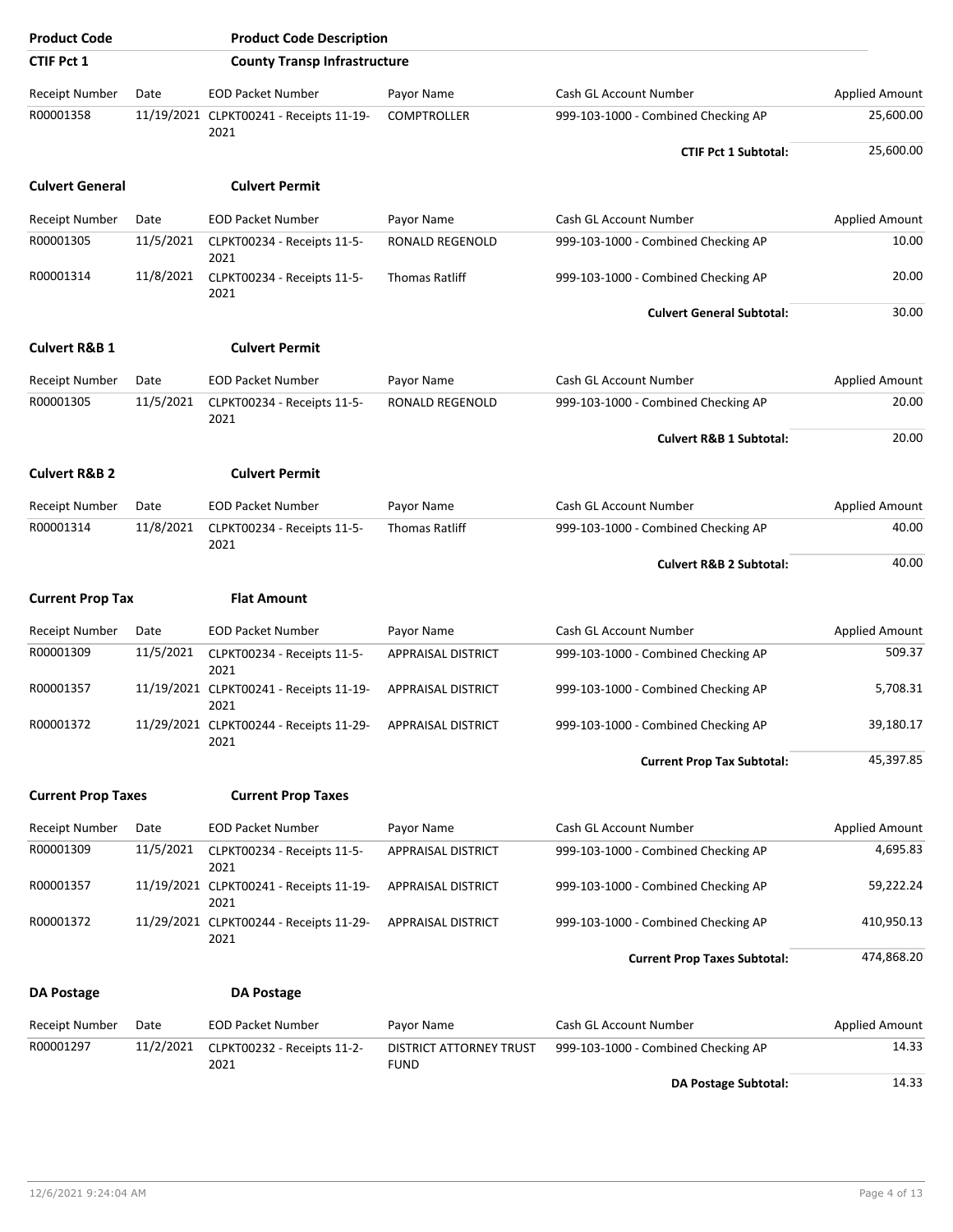| Product Code | Product Code Description | | | | |
|---|---|---|---|---|---|
| **CTIF Pct 1** | **County Transp Infrastructure** | | | | |
| Receipt Number | Date | EOD Packet Number | Payor Name | Cash GL Account Number | Applied Amount |
| R00001358 | 11/19/2021 | CLPKT00241 - Receipts 11-19-2021 | COMPTROLLER | 999-103-1000 - Combined Checking AP | 25,600.00 |
| | | | | **CTIF Pct 1 Subtotal:** | 25,600.00 |
| **Culvert General** | **Culvert Permit** | | | | |
| Receipt Number | Date | EOD Packet Number | Payor Name | Cash GL Account Number | Applied Amount |
| R00001305 | 11/5/2021 | CLPKT00234 - Receipts 11-5-2021 | RONALD REGENOLD | 999-103-1000 - Combined Checking AP | 10.00 |
| R00001314 | 11/8/2021 | CLPKT00234 - Receipts 11-5-2021 | Thomas Ratliff | 999-103-1000 - Combined Checking AP | 20.00 |
| | | | | **Culvert General Subtotal:** | 30.00 |
| **Culvert R&B 1** | **Culvert Permit** | | | | |
| Receipt Number | Date | EOD Packet Number | Payor Name | Cash GL Account Number | Applied Amount |
| R00001305 | 11/5/2021 | CLPKT00234 - Receipts 11-5-2021 | RONALD REGENOLD | 999-103-1000 - Combined Checking AP | 20.00 |
| | | | | **Culvert R&B 1 Subtotal:** | 20.00 |
| **Culvert R&B 2** | **Culvert Permit** | | | | |
| Receipt Number | Date | EOD Packet Number | Payor Name | Cash GL Account Number | Applied Amount |
| R00001314 | 11/8/2021 | CLPKT00234 - Receipts 11-5-2021 | Thomas Ratliff | 999-103-1000 - Combined Checking AP | 40.00 |
| | | | | **Culvert R&B 2 Subtotal:** | 40.00 |
| **Current Prop Tax** | **Flat Amount** | | | | |
| Receipt Number | Date | EOD Packet Number | Payor Name | Cash GL Account Number | Applied Amount |
| R00001309 | 11/5/2021 | CLPKT00234 - Receipts 11-5-2021 | APPRAISAL DISTRICT | 999-103-1000 - Combined Checking AP | 509.37 |
| R00001357 | 11/19/2021 | CLPKT00241 - Receipts 11-19-2021 | APPRAISAL DISTRICT | 999-103-1000 - Combined Checking AP | 5,708.31 |
| R00001372 | 11/29/2021 | CLPKT00244 - Receipts 11-29-2021 | APPRAISAL DISTRICT | 999-103-1000 - Combined Checking AP | 39,180.17 |
| | | | | **Current Prop Tax Subtotal:** | 45,397.85 |
| **Current Prop Taxes** | **Current Prop Taxes** | | | | |
| Receipt Number | Date | EOD Packet Number | Payor Name | Cash GL Account Number | Applied Amount |
| R00001309 | 11/5/2021 | CLPKT00234 - Receipts 11-5-2021 | APPRAISAL DISTRICT | 999-103-1000 - Combined Checking AP | 4,695.83 |
| R00001357 | 11/19/2021 | CLPKT00241 - Receipts 11-19-2021 | APPRAISAL DISTRICT | 999-103-1000 - Combined Checking AP | 59,222.24 |
| R00001372 | 11/29/2021 | CLPKT00244 - Receipts 11-29-2021 | APPRAISAL DISTRICT | 999-103-1000 - Combined Checking AP | 410,950.13 |
| | | | | **Current Prop Taxes Subtotal:** | 474,868.20 |
| **DA Postage** | **DA Postage** | | | | |
| Receipt Number | Date | EOD Packet Number | Payor Name | Cash GL Account Number | Applied Amount |
| R00001297 | 11/2/2021 | CLPKT00232 - Receipts 11-2-2021 | DISTRICT ATTORNEY TRUST FUND | 999-103-1000 - Combined Checking AP | 14.33 |
| | | | | **DA Postage Subtotal:** | 14.33 |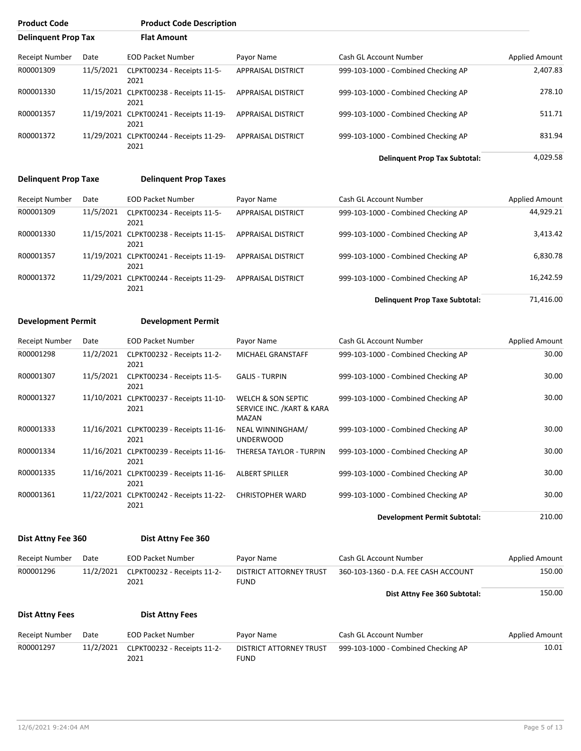| Product Code | Product Code Description |
|---|---|
| **Delinquent Prop Tax** | **Flat Amount** |

| Receipt Number | Date | EOD Packet Number | Payor Name | Cash GL Account Number | Applied Amount |
|---|---|---|---|---|---|
| R00001309 | 11/5/2021 | CLPKT00234 - Receipts 11-5-2021 | APPRAISAL DISTRICT | 999-103-1000 - Combined Checking AP | 2,407.83 |
| R00001330 | 11/15/2021 | CLPKT00238 - Receipts 11-15-2021 | APPRAISAL DISTRICT | 999-103-1000 - Combined Checking AP | 278.10 |
| R00001357 | 11/19/2021 | CLPKT00241 - Receipts 11-19-2021 | APPRAISAL DISTRICT | 999-103-1000 - Combined Checking AP | 511.71 |
| R00001372 | 11/29/2021 | CLPKT00244 - Receipts 11-29-2021 | APPRAISAL DISTRICT | 999-103-1000 - Combined Checking AP | 831.94 |
| | | | | **Delinquent Prop Tax Subtotal:** | 4,029.58 |

**Delinquent Prop Taxe** — **Delinquent Prop Taxes**

| Receipt Number | Date | EOD Packet Number | Payor Name | Cash GL Account Number | Applied Amount |
|---|---|---|---|---|---|
| R00001309 | 11/5/2021 | CLPKT00234 - Receipts 11-5-2021 | APPRAISAL DISTRICT | 999-103-1000 - Combined Checking AP | 44,929.21 |
| R00001330 | 11/15/2021 | CLPKT00238 - Receipts 11-15-2021 | APPRAISAL DISTRICT | 999-103-1000 - Combined Checking AP | 3,413.42 |
| R00001357 | 11/19/2021 | CLPKT00241 - Receipts 11-19-2021 | APPRAISAL DISTRICT | 999-103-1000 - Combined Checking AP | 6,830.78 |
| R00001372 | 11/29/2021 | CLPKT00244 - Receipts 11-29-2021 | APPRAISAL DISTRICT | 999-103-1000 - Combined Checking AP | 16,242.59 |
| | | | | **Delinquent Prop Taxe Subtotal:** | 71,416.00 |

**Development Permit** — **Development Permit**

| Receipt Number | Date | EOD Packet Number | Payor Name | Cash GL Account Number | Applied Amount |
|---|---|---|---|---|---|
| R00001298 | 11/2/2021 | CLPKT00232 - Receipts 11-2-2021 | MICHAEL GRANSTAFF | 999-103-1000 - Combined Checking AP | 30.00 |
| R00001307 | 11/5/2021 | CLPKT00234 - Receipts 11-5-2021 | GALIS - TURPIN | 999-103-1000 - Combined Checking AP | 30.00 |
| R00001327 | 11/10/2021 | CLPKT00237 - Receipts 11-10-2021 | WELCH & SON SEPTIC SERVICE INC. /KART & KARA MAZAN | 999-103-1000 - Combined Checking AP | 30.00 |
| R00001333 | 11/16/2021 | CLPKT00239 - Receipts 11-16-2021 | NEAL WINNINGHAM/ UNDERWOOD | 999-103-1000 - Combined Checking AP | 30.00 |
| R00001334 | 11/16/2021 | CLPKT00239 - Receipts 11-16-2021 | THERESA TAYLOR - TURPIN | 999-103-1000 - Combined Checking AP | 30.00 |
| R00001335 | 11/16/2021 | CLPKT00239 - Receipts 11-16-2021 | ALBERT SPILLER | 999-103-1000 - Combined Checking AP | 30.00 |
| R00001361 | 11/22/2021 | CLPKT00242 - Receipts 11-22-2021 | CHRISTOPHER WARD | 999-103-1000 - Combined Checking AP | 30.00 |
| | | | | **Development Permit Subtotal:** | 210.00 |

**Dist Attny Fee 360** — **Dist Attny Fee 360**

| Receipt Number | Date | EOD Packet Number | Payor Name | Cash GL Account Number | Applied Amount |
|---|---|---|---|---|---|
| R00001296 | 11/2/2021 | CLPKT00232 - Receipts 11-2-2021 | DISTRICT ATTORNEY TRUST FUND | 360-103-1360 - D.A. FEE CASH ACCOUNT | 150.00 |
| | | | | **Dist Attny Fee 360 Subtotal:** | 150.00 |

**Dist Attny Fees** — **Dist Attny Fees**

| Receipt Number | Date | EOD Packet Number | Payor Name | Cash GL Account Number | Applied Amount |
|---|---|---|---|---|---|
| R00001297 | 11/2/2021 | CLPKT00232 - Receipts 11-2-2021 | DISTRICT ATTORNEY TRUST FUND | 999-103-1000 - Combined Checking AP | 10.01 |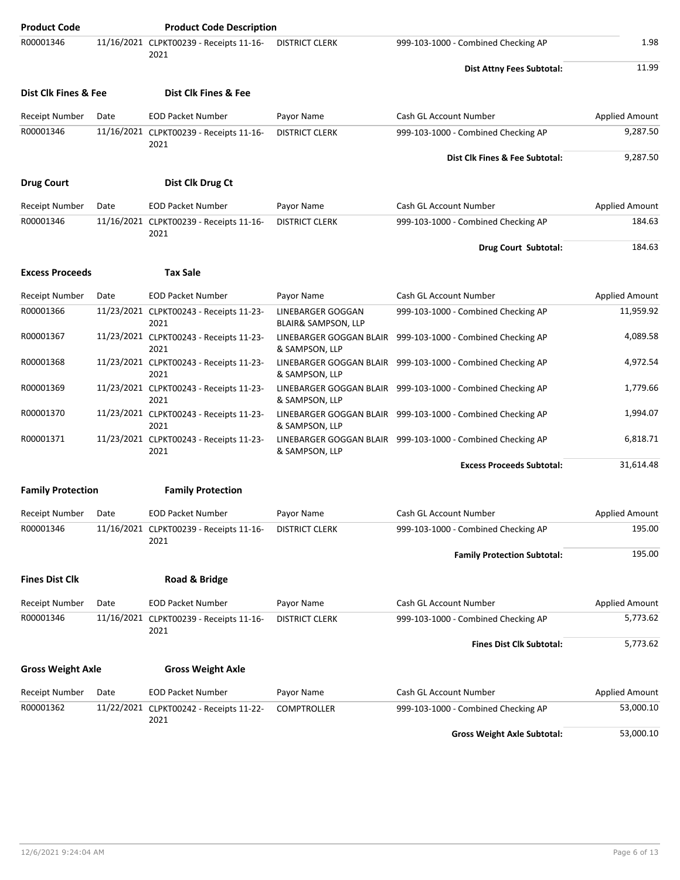| Product Code | | Product Code Description | | | |
|---|---|---|---|---|---|
| R00001346 | 11/16/2021 | CLPKT00239 - Receipts 11-16-2021 | DISTRICT CLERK | 999-103-1000 - Combined Checking AP | 1.98 |
| | | | | **Dist Attny Fees Subtotal:** | 11.99 |

**Dist Clk Fines & Fee** — **Dist Clk Fines & Fee**

| Receipt Number | Date | EOD Packet Number | Payor Name | Cash GL Account Number | Applied Amount |
|---|---|---|---|---|---|
| R00001346 | 11/16/2021 | CLPKT00239 - Receipts 11-16-2021 | DISTRICT CLERK | 999-103-1000 - Combined Checking AP | 9,287.50 |
| | | | | **Dist Clk Fines & Fee Subtotal:** | 9,287.50 |

**Drug Court** — **Dist Clk Drug Ct**

| Receipt Number | Date | EOD Packet Number | Payor Name | Cash GL Account Number | Applied Amount |
|---|---|---|---|---|---|
| R00001346 | 11/16/2021 | CLPKT00239 - Receipts 11-16-2021 | DISTRICT CLERK | 999-103-1000 - Combined Checking AP | 184.63 |
| | | | | **Drug Court Subtotal:** | 184.63 |

**Excess Proceeds** — **Tax Sale**

| Receipt Number | Date | EOD Packet Number | Payor Name | Cash GL Account Number | Applied Amount |
|---|---|---|---|---|---|
| R00001366 | 11/23/2021 | CLPKT00243 - Receipts 11-23-2021 | LINEBARGER GOGGAN BLAIR& SAMPSON, LLP | 999-103-1000 - Combined Checking AP | 11,959.92 |
| R00001367 | 11/23/2021 | CLPKT00243 - Receipts 11-23-2021 | LINEBARGER GOGGAN BLAIR & SAMPSON, LLP | 999-103-1000 - Combined Checking AP | 4,089.58 |
| R00001368 | 11/23/2021 | CLPKT00243 - Receipts 11-23-2021 | LINEBARGER GOGGAN BLAIR & SAMPSON, LLP | 999-103-1000 - Combined Checking AP | 4,972.54 |
| R00001369 | 11/23/2021 | CLPKT00243 - Receipts 11-23-2021 | LINEBARGER GOGGAN BLAIR & SAMPSON, LLP | 999-103-1000 - Combined Checking AP | 1,779.66 |
| R00001370 | 11/23/2021 | CLPKT00243 - Receipts 11-23-2021 | LINEBARGER GOGGAN BLAIR & SAMPSON, LLP | 999-103-1000 - Combined Checking AP | 1,994.07 |
| R00001371 | 11/23/2021 | CLPKT00243 - Receipts 11-23-2021 | LINEBARGER GOGGAN BLAIR & SAMPSON, LLP | 999-103-1000 - Combined Checking AP | 6,818.71 |
| | | | | **Excess Proceeds Subtotal:** | 31,614.48 |

**Family Protection** — **Family Protection**

| Receipt Number | Date | EOD Packet Number | Payor Name | Cash GL Account Number | Applied Amount |
|---|---|---|---|---|---|
| R00001346 | 11/16/2021 | CLPKT00239 - Receipts 11-16-2021 | DISTRICT CLERK | 999-103-1000 - Combined Checking AP | 195.00 |
| | | | | **Family Protection Subtotal:** | 195.00 |

**Fines Dist Clk** — **Road & Bridge**

| Receipt Number | Date | EOD Packet Number | Payor Name | Cash GL Account Number | Applied Amount |
|---|---|---|---|---|---|
| R00001346 | 11/16/2021 | CLPKT00239 - Receipts 11-16-2021 | DISTRICT CLERK | 999-103-1000 - Combined Checking AP | 5,773.62 |
| | | | | **Fines Dist Clk Subtotal:** | 5,773.62 |

**Gross Weight Axle** — **Gross Weight Axle**

| Receipt Number | Date | EOD Packet Number | Payor Name | Cash GL Account Number | Applied Amount |
|---|---|---|---|---|---|
| R00001362 | 11/22/2021 | CLPKT00242 - Receipts 11-22-2021 | COMPTROLLER | 999-103-1000 - Combined Checking AP | 53,000.10 |
| | | | | **Gross Weight Axle Subtotal:** | 53,000.10 |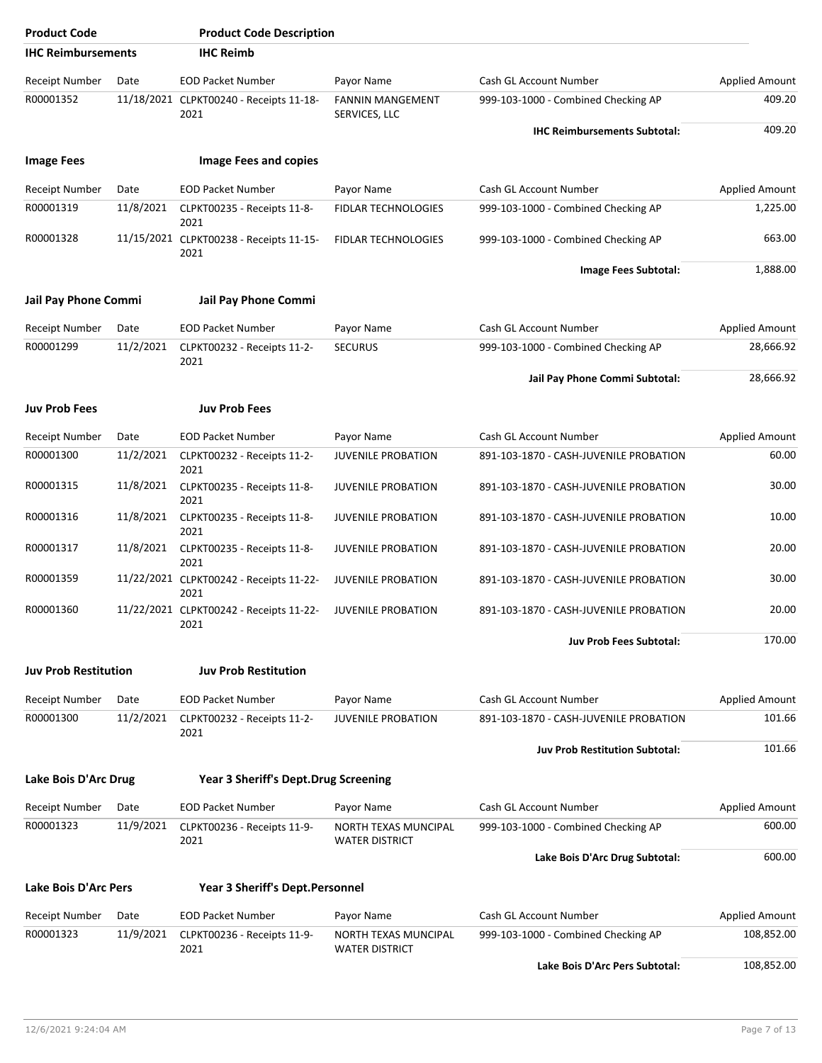| Product Code | Product Code Description |
|---|---|

## IHC Reimbursements — IHC Reimb

| Receipt Number | Date | EOD Packet Number | Payor Name | Cash GL Account Number | Applied Amount |
|---|---|---|---|---|---|
| R00001352 | 11/18/2021 | CLPKT00240 - Receipts 11-18-2021 | FANNIN MANGEMENT SERVICES, LLC | 999-103-1000 - Combined Checking AP | 409.20 |
| | | | | **IHC Reimbursements Subtotal:** | 409.20 |

## Image Fees — Image Fees and copies

| Receipt Number | Date | EOD Packet Number | Payor Name | Cash GL Account Number | Applied Amount |
|---|---|---|---|---|---|
| R00001319 | 11/8/2021 | CLPKT00235 - Receipts 11-8-2021 | FIDLAR TECHNOLOGIES | 999-103-1000 - Combined Checking AP | 1,225.00 |
| R00001328 | 11/15/2021 | CLPKT00238 - Receipts 11-15-2021 | FIDLAR TECHNOLOGIES | 999-103-1000 - Combined Checking AP | 663.00 |
| | | | | **Image Fees Subtotal:** | 1,888.00 |

## Jail Pay Phone Commi — Jail Pay Phone Commi

| Receipt Number | Date | EOD Packet Number | Payor Name | Cash GL Account Number | Applied Amount |
|---|---|---|---|---|---|
| R00001299 | 11/2/2021 | CLPKT00232 - Receipts 11-2-2021 | SECURUS | 999-103-1000 - Combined Checking AP | 28,666.92 |
| | | | | **Jail Pay Phone Commi Subtotal:** | 28,666.92 |

## Juv Prob Fees — Juv Prob Fees

| Receipt Number | Date | EOD Packet Number | Payor Name | Cash GL Account Number | Applied Amount |
|---|---|---|---|---|---|
| R00001300 | 11/2/2021 | CLPKT00232 - Receipts 11-2-2021 | JUVENILE PROBATION | 891-103-1870 - CASH-JUVENILE PROBATION | 60.00 |
| R00001315 | 11/8/2021 | CLPKT00235 - Receipts 11-8-2021 | JUVENILE PROBATION | 891-103-1870 - CASH-JUVENILE PROBATION | 30.00 |
| R00001316 | 11/8/2021 | CLPKT00235 - Receipts 11-8-2021 | JUVENILE PROBATION | 891-103-1870 - CASH-JUVENILE PROBATION | 10.00 |
| R00001317 | 11/8/2021 | CLPKT00235 - Receipts 11-8-2021 | JUVENILE PROBATION | 891-103-1870 - CASH-JUVENILE PROBATION | 20.00 |
| R00001359 | 11/22/2021 | CLPKT00242 - Receipts 11-22-2021 | JUVENILE PROBATION | 891-103-1870 - CASH-JUVENILE PROBATION | 30.00 |
| R00001360 | 11/22/2021 | CLPKT00242 - Receipts 11-22-2021 | JUVENILE PROBATION | 891-103-1870 - CASH-JUVENILE PROBATION | 20.00 |
| | | | | **Juv Prob Fees Subtotal:** | 170.00 |

## Juv Prob Restitution — Juv Prob Restitution

| Receipt Number | Date | EOD Packet Number | Payor Name | Cash GL Account Number | Applied Amount |
|---|---|---|---|---|---|
| R00001300 | 11/2/2021 | CLPKT00232 - Receipts 11-2-2021 | JUVENILE PROBATION | 891-103-1870 - CASH-JUVENILE PROBATION | 101.66 |
| | | | | **Juv Prob Restitution Subtotal:** | 101.66 |

## Lake Bois D'Arc Drug — Year 3 Sheriff's Dept.Drug Screening

| Receipt Number | Date | EOD Packet Number | Payor Name | Cash GL Account Number | Applied Amount |
|---|---|---|---|---|---|
| R00001323 | 11/9/2021 | CLPKT00236 - Receipts 11-9-2021 | NORTH TEXAS MUNCIPAL WATER DISTRICT | 999-103-1000 - Combined Checking AP | 600.00 |
| | | | | **Lake Bois D'Arc Drug Subtotal:** | 600.00 |

## Lake Bois D'Arc Pers — Year 3 Sheriff's Dept.Personnel

| Receipt Number | Date | EOD Packet Number | Payor Name | Cash GL Account Number | Applied Amount |
|---|---|---|---|---|---|
| R00001323 | 11/9/2021 | CLPKT00236 - Receipts 11-9-2021 | NORTH TEXAS MUNCIPAL WATER DISTRICT | 999-103-1000 - Combined Checking AP | 108,852.00 |
| | | | | **Lake Bois D'Arc Pers Subtotal:** | 108,852.00 |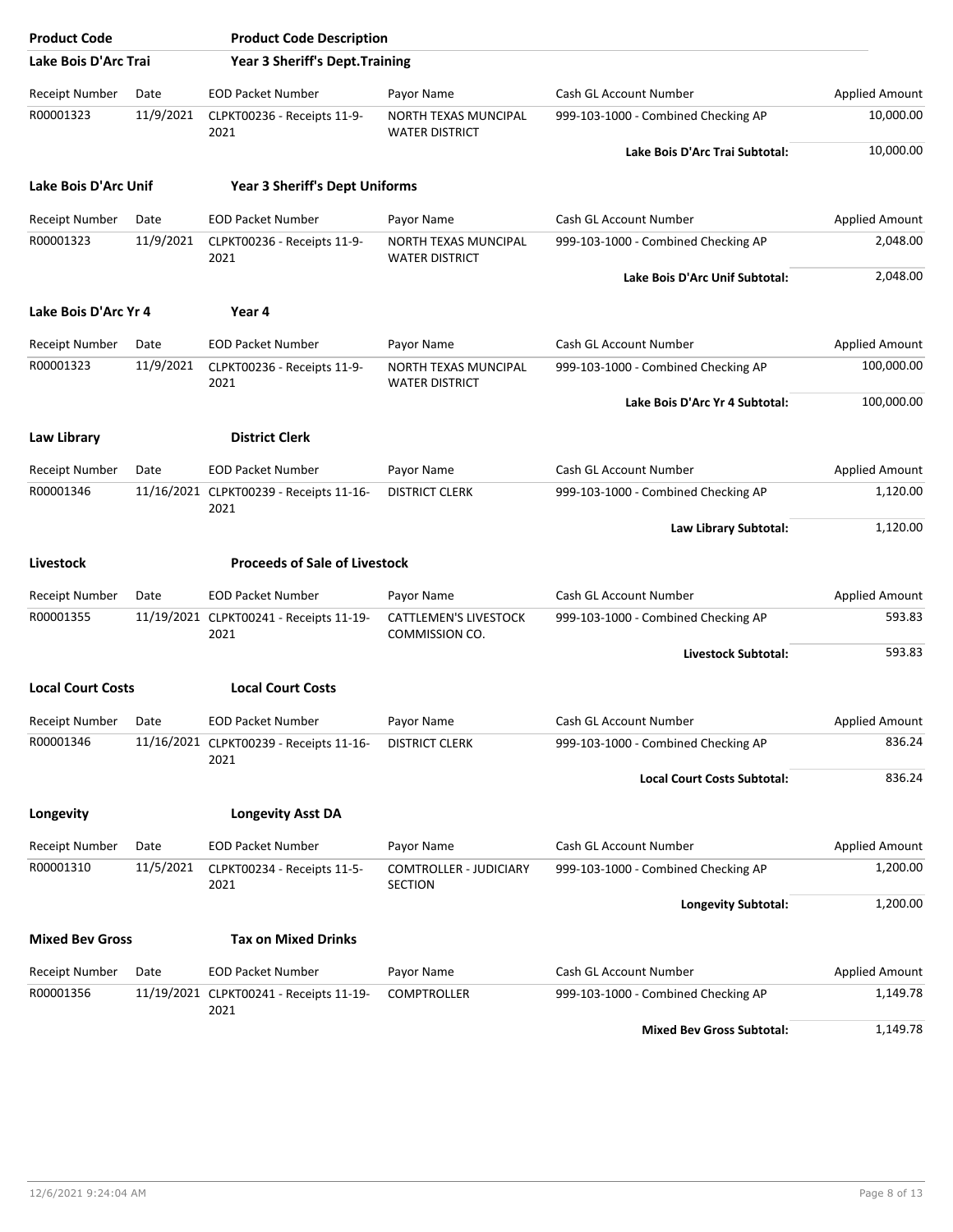| Product Code | Product Code Description | | | | |
|---|---|---|---|---|---|
| **Lake Bois D'Arc Trai** | **Year 3 Sheriff's Dept.Training** | | | | |
| Receipt Number | Date | EOD Packet Number | Payor Name | Cash GL Account Number | Applied Amount |
| R00001323 | 11/9/2021 | CLPKT00236 - Receipts 11-9-2021 | NORTH TEXAS MUNCIPAL WATER DISTRICT | 999-103-1000 - Combined Checking AP | 10,000.00 |
| | | | | **Lake Bois D'Arc Trai Subtotal:** | 10,000.00 |
| **Lake Bois D'Arc Unif** | **Year 3 Sheriff's Dept Uniforms** | | | | |
| Receipt Number | Date | EOD Packet Number | Payor Name | Cash GL Account Number | Applied Amount |
| R00001323 | 11/9/2021 | CLPKT00236 - Receipts 11-9-2021 | NORTH TEXAS MUNCIPAL WATER DISTRICT | 999-103-1000 - Combined Checking AP | 2,048.00 |
| | | | | **Lake Bois D'Arc Unif Subtotal:** | 2,048.00 |
| **Lake Bois D'Arc Yr 4** | **Year 4** | | | | |
| Receipt Number | Date | EOD Packet Number | Payor Name | Cash GL Account Number | Applied Amount |
| R00001323 | 11/9/2021 | CLPKT00236 - Receipts 11-9-2021 | NORTH TEXAS MUNCIPAL WATER DISTRICT | 999-103-1000 - Combined Checking AP | 100,000.00 |
| | | | | **Lake Bois D'Arc Yr 4 Subtotal:** | 100,000.00 |
| **Law Library** | **District Clerk** | | | | |
| Receipt Number | Date | EOD Packet Number | Payor Name | Cash GL Account Number | Applied Amount |
| R00001346 | 11/16/2021 | CLPKT00239 - Receipts 11-16-2021 | DISTRICT CLERK | 999-103-1000 - Combined Checking AP | 1,120.00 |
| | | | | **Law Library Subtotal:** | 1,120.00 |
| **Livestock** | **Proceeds of Sale of Livestock** | | | | |
| Receipt Number | Date | EOD Packet Number | Payor Name | Cash GL Account Number | Applied Amount |
| R00001355 | 11/19/2021 | CLPKT00241 - Receipts 11-19-2021 | CATTLEMEN'S LIVESTOCK COMMISSION CO. | 999-103-1000 - Combined Checking AP | 593.83 |
| | | | | **Livestock Subtotal:** | 593.83 |
| **Local Court Costs** | **Local Court Costs** | | | | |
| Receipt Number | Date | EOD Packet Number | Payor Name | Cash GL Account Number | Applied Amount |
| R00001346 | 11/16/2021 | CLPKT00239 - Receipts 11-16-2021 | DISTRICT CLERK | 999-103-1000 - Combined Checking AP | 836.24 |
| | | | | **Local Court Costs Subtotal:** | 836.24 |
| **Longevity** | **Longevity Asst DA** | | | | |
| Receipt Number | Date | EOD Packet Number | Payor Name | Cash GL Account Number | Applied Amount |
| R00001310 | 11/5/2021 | CLPKT00234 - Receipts 11-5-2021 | COMTROLLER - JUDICIARY SECTION | 999-103-1000 - Combined Checking AP | 1,200.00 |
| | | | | **Longevity Subtotal:** | 1,200.00 |
| **Mixed Bev Gross** | **Tax on Mixed Drinks** | | | | |
| Receipt Number | Date | EOD Packet Number | Payor Name | Cash GL Account Number | Applied Amount |
| R00001356 | 11/19/2021 | CLPKT00241 - Receipts 11-19-2021 | COMPTROLLER | 999-103-1000 - Combined Checking AP | 1,149.78 |
| | | | | **Mixed Bev Gross Subtotal:** | 1,149.78 |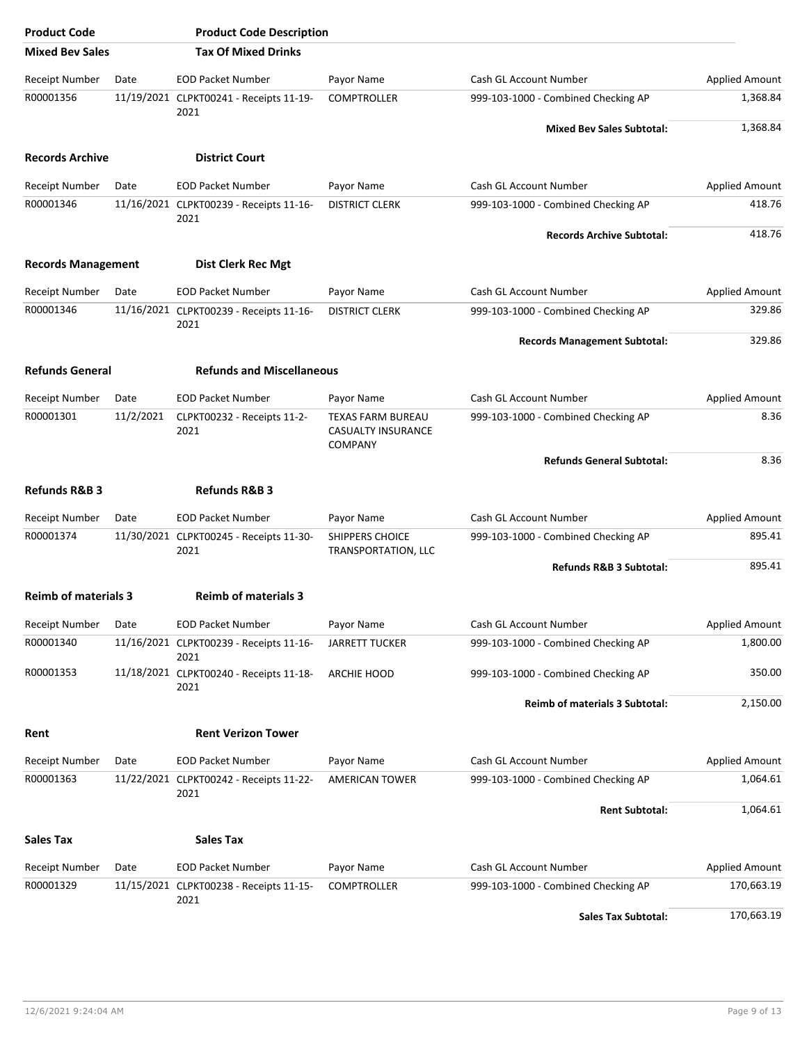| Product Code | Product Code Description |
|---|---|

## Mixed Bev Sales — Tax Of Mixed Drinks

| Receipt Number | Date | EOD Packet Number | Payor Name | Cash GL Account Number | Applied Amount |
|---|---|---|---|---|---|
| R00001356 | 11/19/2021 | CLPKT00241 - Receipts 11-19-2021 | COMPTROLLER | 999-103-1000 - Combined Checking AP | 1,368.84 |
| | | | | **Mixed Bev Sales Subtotal:** | 1,368.84 |

## Records Archive — District Court

| Receipt Number | Date | EOD Packet Number | Payor Name | Cash GL Account Number | Applied Amount |
|---|---|---|---|---|---|
| R00001346 | 11/16/2021 | CLPKT00239 - Receipts 11-16-2021 | DISTRICT CLERK | 999-103-1000 - Combined Checking AP | 418.76 |
| | | | | **Records Archive Subtotal:** | 418.76 |

## Records Management — Dist Clerk Rec Mgt

| Receipt Number | Date | EOD Packet Number | Payor Name | Cash GL Account Number | Applied Amount |
|---|---|---|---|---|---|
| R00001346 | 11/16/2021 | CLPKT00239 - Receipts 11-16-2021 | DISTRICT CLERK | 999-103-1000 - Combined Checking AP | 329.86 |
| | | | | **Records Management Subtotal:** | 329.86 |

## Refunds General — Refunds and Miscellaneous

| Receipt Number | Date | EOD Packet Number | Payor Name | Cash GL Account Number | Applied Amount |
|---|---|---|---|---|---|
| R00001301 | 11/2/2021 | CLPKT00232 - Receipts 11-2-2021 | TEXAS FARM BUREAU CASUALTY INSURANCE COMPANY | 999-103-1000 - Combined Checking AP | 8.36 |
| | | | | **Refunds General Subtotal:** | 8.36 |

## Refunds R&B 3 — Refunds R&B 3

| Receipt Number | Date | EOD Packet Number | Payor Name | Cash GL Account Number | Applied Amount |
|---|---|---|---|---|---|
| R00001374 | 11/30/2021 | CLPKT00245 - Receipts 11-30-2021 | SHIPPERS CHOICE TRANSPORTATION, LLC | 999-103-1000 - Combined Checking AP | 895.41 |
| | | | | **Refunds R&B 3 Subtotal:** | 895.41 |

## Reimb of materials 3 — Reimb of materials 3

| Receipt Number | Date | EOD Packet Number | Payor Name | Cash GL Account Number | Applied Amount |
|---|---|---|---|---|---|
| R00001340 | 11/16/2021 | CLPKT00239 - Receipts 11-16-2021 | JARRETT TUCKER | 999-103-1000 - Combined Checking AP | 1,800.00 |
| R00001353 | 11/18/2021 | CLPKT00240 - Receipts 11-18-2021 | ARCHIE HOOD | 999-103-1000 - Combined Checking AP | 350.00 |
| | | | | **Reimb of materials 3 Subtotal:** | 2,150.00 |

## Rent — Rent Verizon Tower

| Receipt Number | Date | EOD Packet Number | Payor Name | Cash GL Account Number | Applied Amount |
|---|---|---|---|---|---|
| R00001363 | 11/22/2021 | CLPKT00242 - Receipts 11-22-2021 | AMERICAN TOWER | 999-103-1000 - Combined Checking AP | 1,064.61 |
| | | | | **Rent Subtotal:** | 1,064.61 |

## Sales Tax — Sales Tax

| Receipt Number | Date | EOD Packet Number | Payor Name | Cash GL Account Number | Applied Amount |
|---|---|---|---|---|---|
| R00001329 | 11/15/2021 | CLPKT00238 - Receipts 11-15-2021 | COMPTROLLER | 999-103-1000 - Combined Checking AP | 170,663.19 |
| | | | | **Sales Tax Subtotal:** | 170,663.19 |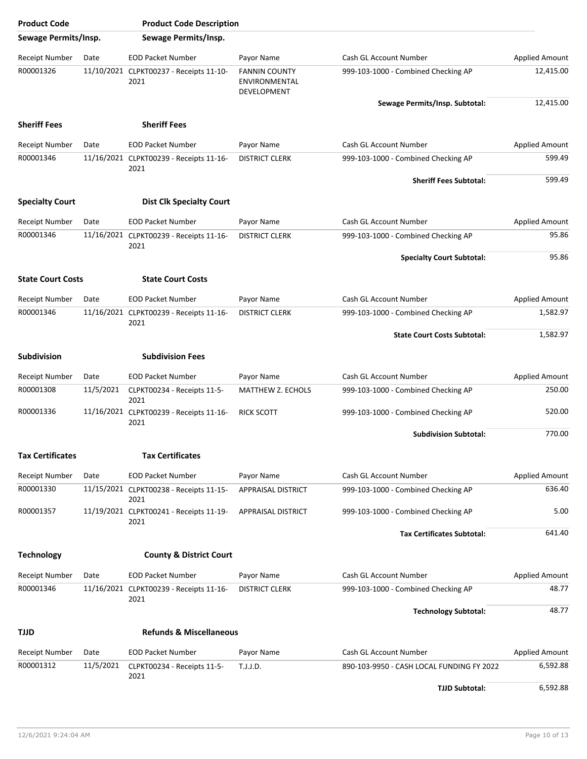| Product Code | | Product Code Description | | | |
|---|---|---|---|---|---|
| **Sewage Permits/Insp.** | | **Sewage Permits/Insp.** | | | |
| Receipt Number | Date | EOD Packet Number | Payor Name | Cash GL Account Number | Applied Amount |
| R00001326 | 11/10/2021 | CLPKT00237 - Receipts 11-10-2021 | FANNIN COUNTY ENVIRONMENTAL DEVELOPMENT | 999-103-1000 - Combined Checking AP | 12,415.00 |
| | | | | **Sewage Permits/Insp. Subtotal:** | 12,415.00 |
| **Sheriff Fees** | | **Sheriff Fees** | | | |
| Receipt Number | Date | EOD Packet Number | Payor Name | Cash GL Account Number | Applied Amount |
| R00001346 | 11/16/2021 | CLPKT00239 - Receipts 11-16-2021 | DISTRICT CLERK | 999-103-1000 - Combined Checking AP | 599.49 |
| | | | | **Sheriff Fees Subtotal:** | 599.49 |
| **Specialty Court** | | **Dist Clk Specialty Court** | | | |
| Receipt Number | Date | EOD Packet Number | Payor Name | Cash GL Account Number | Applied Amount |
| R00001346 | 11/16/2021 | CLPKT00239 - Receipts 11-16-2021 | DISTRICT CLERK | 999-103-1000 - Combined Checking AP | 95.86 |
| | | | | **Specialty Court Subtotal:** | 95.86 |
| **State Court Costs** | | **State Court Costs** | | | |
| Receipt Number | Date | EOD Packet Number | Payor Name | Cash GL Account Number | Applied Amount |
| R00001346 | 11/16/2021 | CLPKT00239 - Receipts 11-16-2021 | DISTRICT CLERK | 999-103-1000 - Combined Checking AP | 1,582.97 |
| | | | | **State Court Costs Subtotal:** | 1,582.97 |
| **Subdivision** | | **Subdivision Fees** | | | |
| Receipt Number | Date | EOD Packet Number | Payor Name | Cash GL Account Number | Applied Amount |
| R00001308 | 11/5/2021 | CLPKT00234 - Receipts 11-5-2021 | MATTHEW Z. ECHOLS | 999-103-1000 - Combined Checking AP | 250.00 |
| R00001336 | 11/16/2021 | CLPKT00239 - Receipts 11-16-2021 | RICK SCOTT | 999-103-1000 - Combined Checking AP | 520.00 |
| | | | | **Subdivision Subtotal:** | 770.00 |
| **Tax Certificates** | | **Tax Certificates** | | | |
| Receipt Number | Date | EOD Packet Number | Payor Name | Cash GL Account Number | Applied Amount |
| R00001330 | 11/15/2021 | CLPKT00238 - Receipts 11-15-2021 | APPRAISAL DISTRICT | 999-103-1000 - Combined Checking AP | 636.40 |
| R00001357 | 11/19/2021 | CLPKT00241 - Receipts 11-19-2021 | APPRAISAL DISTRICT | 999-103-1000 - Combined Checking AP | 5.00 |
| | | | | **Tax Certificates Subtotal:** | 641.40 |
| **Technology** | | **County & District Court** | | | |
| Receipt Number | Date | EOD Packet Number | Payor Name | Cash GL Account Number | Applied Amount |
| R00001346 | 11/16/2021 | CLPKT00239 - Receipts 11-16-2021 | DISTRICT CLERK | 999-103-1000 - Combined Checking AP | 48.77 |
| | | | | **Technology Subtotal:** | 48.77 |
| **TJJD** | | **Refunds & Miscellaneous** | | | |
| Receipt Number | Date | EOD Packet Number | Payor Name | Cash GL Account Number | Applied Amount |
| R00001312 | 11/5/2021 | CLPKT00234 - Receipts 11-5-2021 | T.J.J.D. | 890-103-9950 - CASH LOCAL FUNDING FY 2022 | 6,592.88 |
| | | | | **TJJD Subtotal:** | 6,592.88 |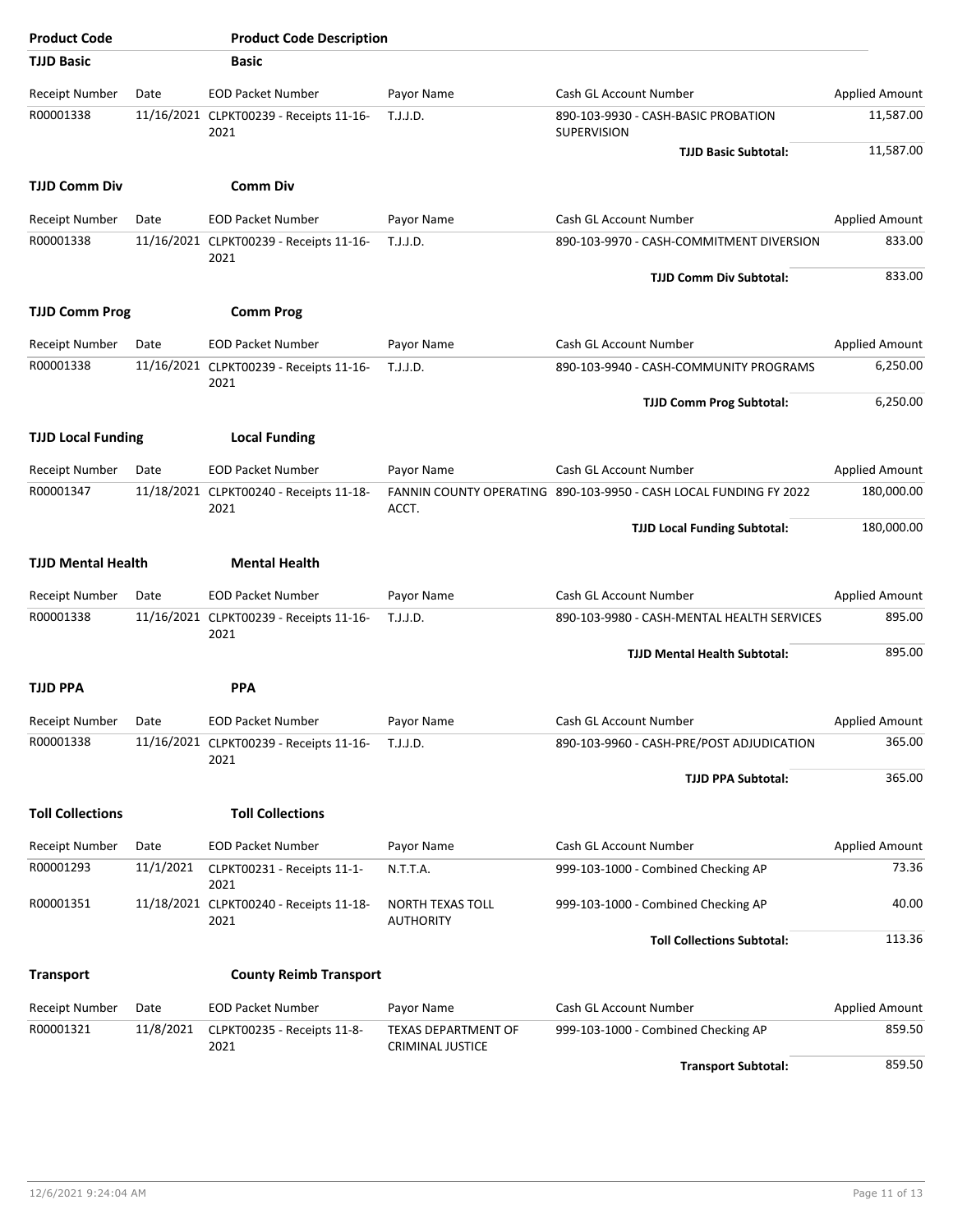| Product Code | Product Code Description |
|---|---|

**TJJD Basic** — **Basic**

| Receipt Number | Date | EOD Packet Number | Payor Name | Cash GL Account Number | Applied Amount |
|---|---|---|---|---|---|
| R00001338 | 11/16/2021 | CLPKT00239 - Receipts 11-16-2021 | T.J.J.D. | 890-103-9930 - CASH-BASIC PROBATION SUPERVISION | 11,587.00 |
| | | | | **TJJD Basic Subtotal:** | 11,587.00 |

**TJJD Comm Div** — **Comm Div**

| Receipt Number | Date | EOD Packet Number | Payor Name | Cash GL Account Number | Applied Amount |
|---|---|---|---|---|---|
| R00001338 | 11/16/2021 | CLPKT00239 - Receipts 11-16-2021 | T.J.J.D. | 890-103-9970 - CASH-COMMITMENT DIVERSION | 833.00 |
| | | | | **TJJD Comm Div Subtotal:** | 833.00 |

**TJJD Comm Prog** — **Comm Prog**

| Receipt Number | Date | EOD Packet Number | Payor Name | Cash GL Account Number | Applied Amount |
|---|---|---|---|---|---|
| R00001338 | 11/16/2021 | CLPKT00239 - Receipts 11-16-2021 | T.J.J.D. | 890-103-9940 - CASH-COMMUNITY PROGRAMS | 6,250.00 |
| | | | | **TJJD Comm Prog Subtotal:** | 6,250.00 |

**TJJD Local Funding** — **Local Funding**

| Receipt Number | Date | EOD Packet Number | Payor Name | Cash GL Account Number | Applied Amount |
|---|---|---|---|---|---|
| R00001347 | 11/18/2021 | CLPKT00240 - Receipts 11-18-2021 | FANNIN COUNTY OPERATING ACCT. | 890-103-9950 - CASH LOCAL FUNDING FY 2022 | 180,000.00 |
| | | | | **TJJD Local Funding Subtotal:** | 180,000.00 |

**TJJD Mental Health** — **Mental Health**

| Receipt Number | Date | EOD Packet Number | Payor Name | Cash GL Account Number | Applied Amount |
|---|---|---|---|---|---|
| R00001338 | 11/16/2021 | CLPKT00239 - Receipts 11-16-2021 | T.J.J.D. | 890-103-9980 - CASH-MENTAL HEALTH SERVICES | 895.00 |
| | | | | **TJJD Mental Health Subtotal:** | 895.00 |

**TJJD PPA** — **PPA**

| Receipt Number | Date | EOD Packet Number | Payor Name | Cash GL Account Number | Applied Amount |
|---|---|---|---|---|---|
| R00001338 | 11/16/2021 | CLPKT00239 - Receipts 11-16-2021 | T.J.J.D. | 890-103-9960 - CASH-PRE/POST ADJUDICATION | 365.00 |
| | | | | **TJJD PPA Subtotal:** | 365.00 |

**Toll Collections** — **Toll Collections**

| Receipt Number | Date | EOD Packet Number | Payor Name | Cash GL Account Number | Applied Amount |
|---|---|---|---|---|---|
| R00001293 | 11/1/2021 | CLPKT00231 - Receipts 11-1-2021 | N.T.T.A. | 999-103-1000 - Combined Checking AP | 73.36 |
| R00001351 | 11/18/2021 | CLPKT00240 - Receipts 11-18-2021 | NORTH TEXAS TOLL AUTHORITY | 999-103-1000 - Combined Checking AP | 40.00 |
| | | | | **Toll Collections Subtotal:** | 113.36 |

**Transport** — **County Reimb Transport**

| Receipt Number | Date | EOD Packet Number | Payor Name | Cash GL Account Number | Applied Amount |
|---|---|---|---|---|---|
| R00001321 | 11/8/2021 | CLPKT00235 - Receipts 11-8-2021 | TEXAS DEPARTMENT OF CRIMINAL JUSTICE | 999-103-1000 - Combined Checking AP | 859.50 |
| | | | | **Transport Subtotal:** | 859.50 |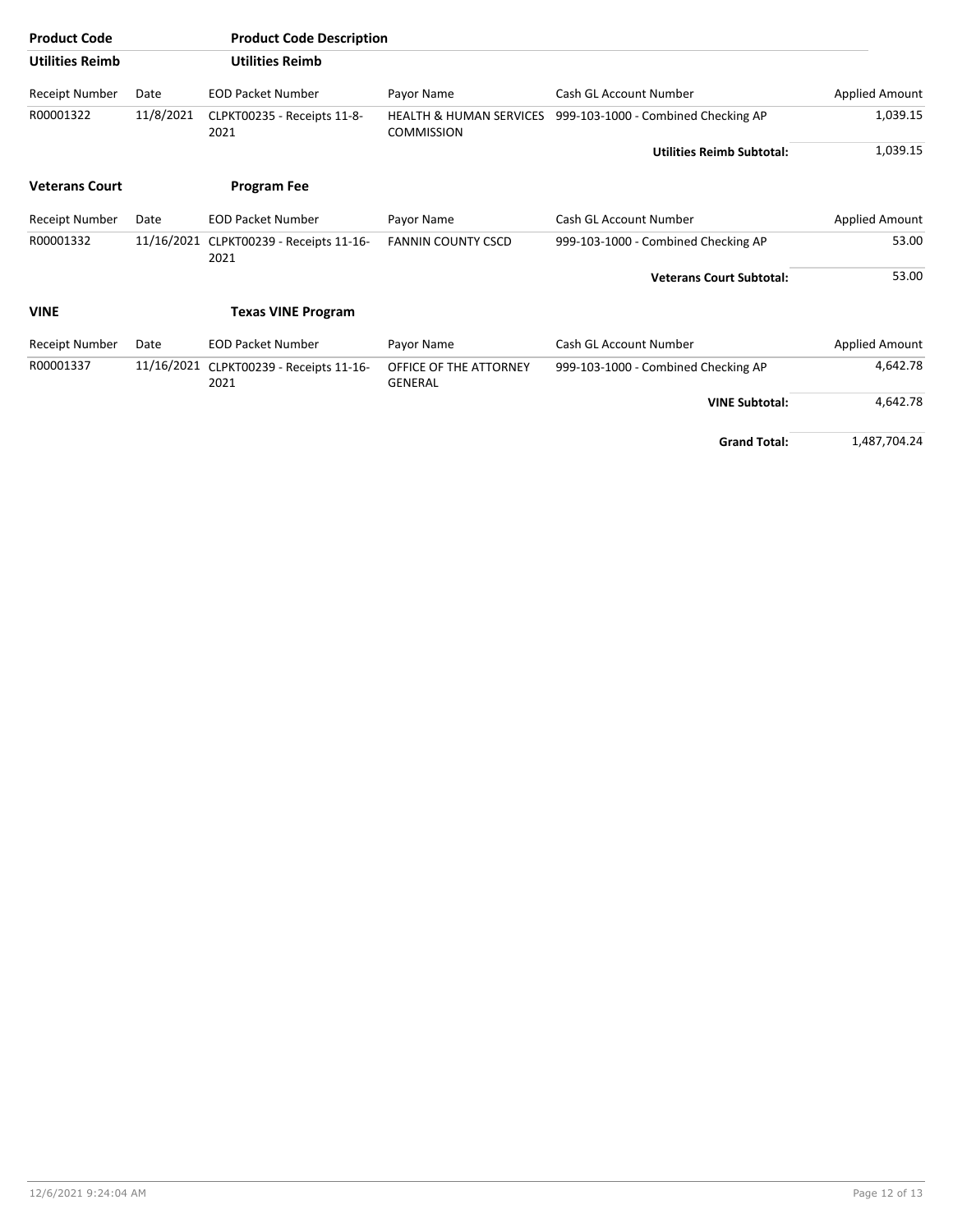| Product Code | | Product Code Description | | | |
|---|---|---|---|---|---|
| **Utilities Reimb** | | **Utilities Reimb** | | | |
| Receipt Number | Date | EOD Packet Number | Payor Name | Cash GL Account Number | Applied Amount |
| R00001322 | 11/8/2021 | CLPKT00235 - Receipts 11-8-2021 | HEALTH & HUMAN SERVICES COMMISSION | 999-103-1000 - Combined Checking AP | 1,039.15 |
| | | | | **Utilities Reimb Subtotal:** | 1,039.15 |

| Product Code | | Product Code Description | | | |
|---|---|---|---|---|---|
| **Veterans Court** | | **Program Fee** | | | |
| Receipt Number | Date | EOD Packet Number | Payor Name | Cash GL Account Number | Applied Amount |
| R00001332 | 11/16/2021 | CLPKT00239 - Receipts 11-16-2021 | FANNIN COUNTY CSCD | 999-103-1000 - Combined Checking AP | 53.00 |
| | | | | **Veterans Court Subtotal:** | 53.00 |

| Product Code | | Product Code Description | | | |
|---|---|---|---|---|---|
| **VINE** | | **Texas VINE Program** | | | |
| Receipt Number | Date | EOD Packet Number | Payor Name | Cash GL Account Number | Applied Amount |
| R00001337 | 11/16/2021 | CLPKT00239 - Receipts 11-16-2021 | OFFICE OF THE ATTORNEY GENERAL | 999-103-1000 - Combined Checking AP | 4,642.78 |
| | | | | **VINE Subtotal:** | 4,642.78 |
| | | | | **Grand Total:** | 1,487,704.24 |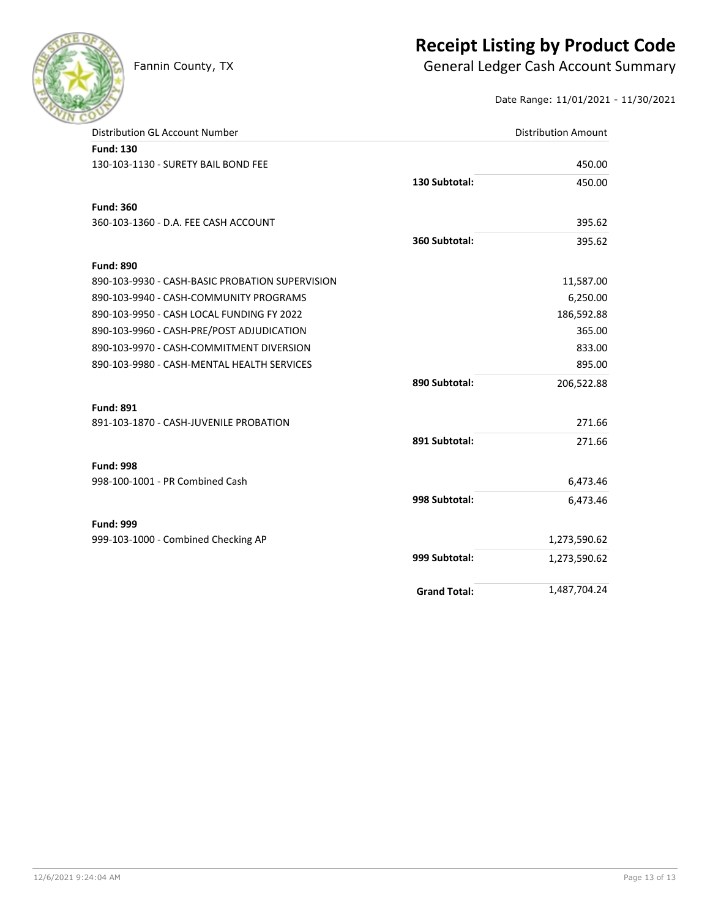# Receipt Listing by Product Code

Fannin County, TX

## General Ledger Cash Account Summary

Date Range: 11/01/2021 - 11/30/2021

| Distribution GL Account Number | | Distribution Amount |
|---|---|---|
| **Fund: 130** | | |
| 130-103-1130 - SURETY BAIL BOND FEE | | 450.00 |
| | **130 Subtotal:** | 450.00 |
| **Fund: 360** | | |
| 360-103-1360 - D.A. FEE CASH ACCOUNT | | 395.62 |
| | **360 Subtotal:** | 395.62 |
| **Fund: 890** | | |
| 890-103-9930 - CASH-BASIC PROBATION SUPERVISION | | 11,587.00 |
| 890-103-9940 - CASH-COMMUNITY PROGRAMS | | 6,250.00 |
| 890-103-9950 - CASH LOCAL FUNDING FY 2022 | | 186,592.88 |
| 890-103-9960 - CASH-PRE/POST ADJUDICATION | | 365.00 |
| 890-103-9970 - CASH-COMMITMENT DIVERSION | | 833.00 |
| 890-103-9980 - CASH-MENTAL HEALTH SERVICES | | 895.00 |
| | **890 Subtotal:** | 206,522.88 |
| **Fund: 891** | | |
| 891-103-1870 - CASH-JUVENILE PROBATION | | 271.66 |
| | **891 Subtotal:** | 271.66 |
| **Fund: 998** | | |
| 998-100-1001 - PR Combined Cash | | 6,473.46 |
| | **998 Subtotal:** | 6,473.46 |
| **Fund: 999** | | |
| 999-103-1000 - Combined Checking AP | | 1,273,590.62 |
| | **999 Subtotal:** | 1,273,590.62 |
| | **Grand Total:** | 1,487,704.24 |